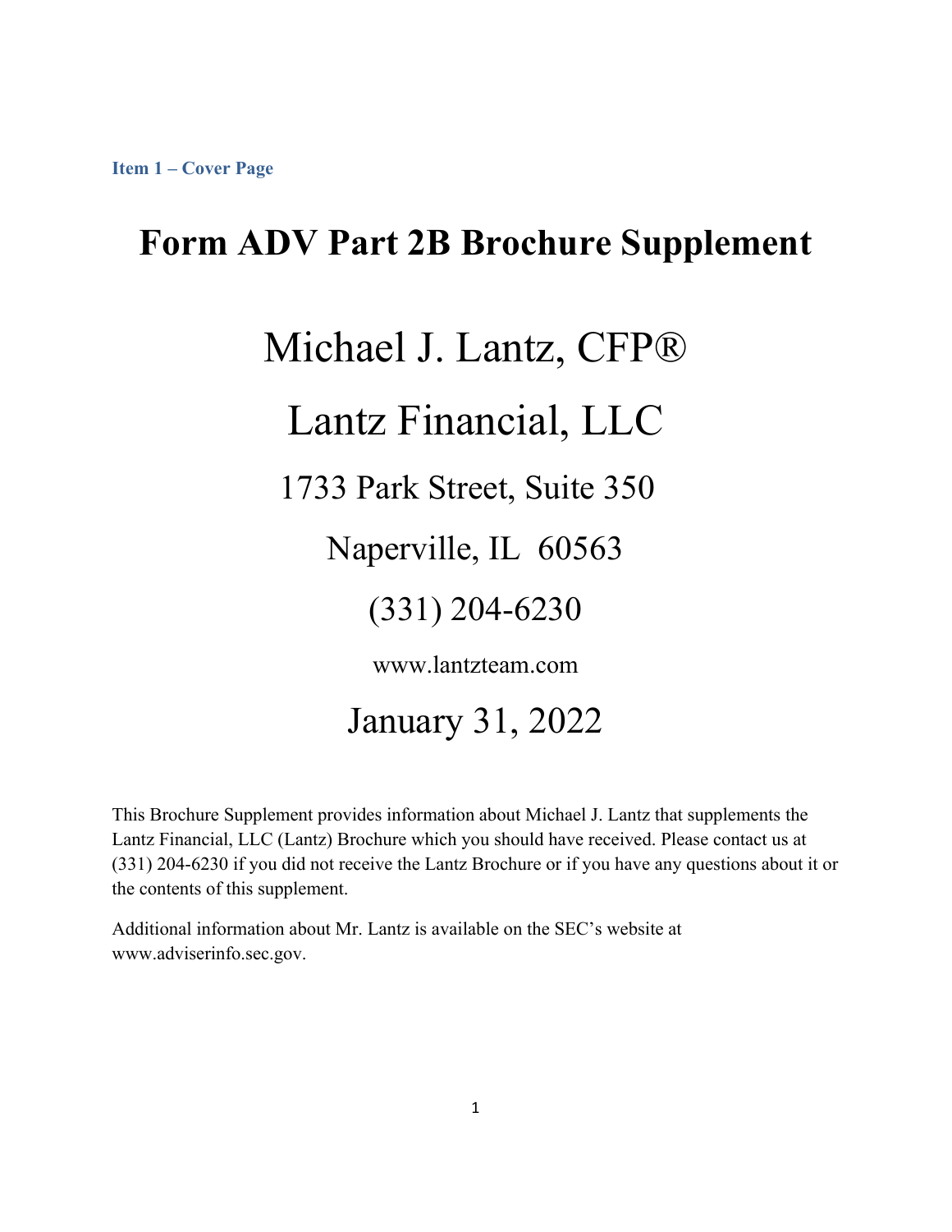**Item 1 – Cover Page**

# Form ADV Part 2B Brochure Supplement

## Michael J. Lantz, CFP®

## Lantz Financial, LLC

1733 Park Street, Suite 350

Naperville, IL  60563

(331) 204-6230

www.lantzteam.com

January 31, 2022

This Brochure Supplement provides information about Michael J. Lantz that supplements the Lantz Financial, LLC (Lantz) Brochure which you should have received. Please contact us at (331) 204-6230 if you did not receive the Lantz Brochure or if you have any questions about it or the contents of this supplement.

Additional information about Mr. Lantz is available on the SEC's website at www.adviserinfo.sec.gov.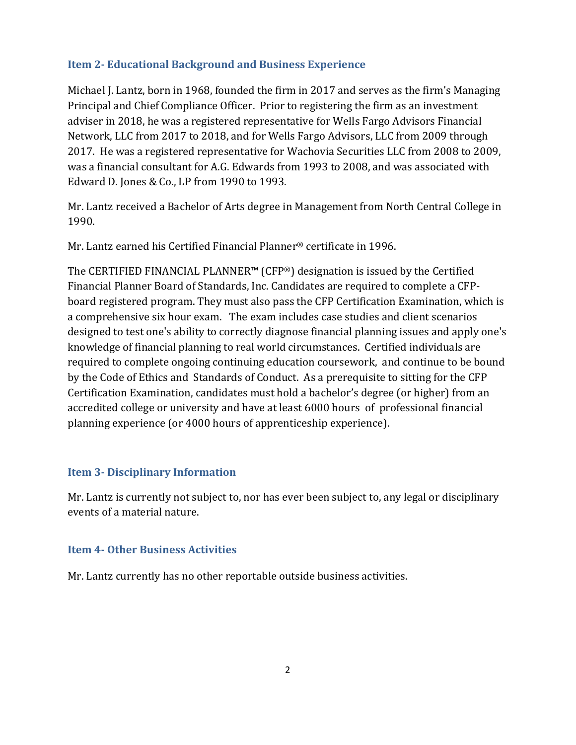## Item 2- Educational Background and Business Experience

Michael J. Lantz, born in 1968, founded the firm in 2017 and serves as the firm's Managing Principal and Chief Compliance Officer. Prior to registering the firm as an investment adviser in 2018, he was a registered representative for Wells Fargo Advisors Financial Network, LLC from 2017 to 2018, and for Wells Fargo Advisors, LLC from 2009 through 2017. He was a registered representative for Wachovia Securities LLC from 2008 to 2009, was a financial consultant for A.G. Edwards from 1993 to 2008, and was associated with Edward D. Jones & Co., LP from 1990 to 1993.

Mr. Lantz received a Bachelor of Arts degree in Management from North Central College in 1990.

Mr. Lantz earned his Certified Financial Planner® certificate in 1996.

The CERTIFIED FINANCIAL PLANNER™ (CFP®) designation is issued by the Certified Financial Planner Board of Standards, Inc. Candidates are required to complete a CFP-board registered program. They must also pass the CFP Certification Examination, which is a comprehensive six hour exam. The exam includes case studies and client scenarios designed to test one's ability to correctly diagnose financial planning issues and apply one's knowledge of financial planning to real world circumstances. Certified individuals are required to complete ongoing continuing education coursework, and continue to be bound by the Code of Ethics and Standards of Conduct. As a prerequisite to sitting for the CFP Certification Examination, candidates must hold a bachelor's degree (or higher) from an accredited college or university and have at least 6000 hours of professional financial planning experience (or 4000 hours of apprenticeship experience).

## Item 3- Disciplinary Information

Mr. Lantz is currently not subject to, nor has ever been subject to, any legal or disciplinary events of a material nature.

## Item 4- Other Business Activities

Mr. Lantz currently has no other reportable outside business activities.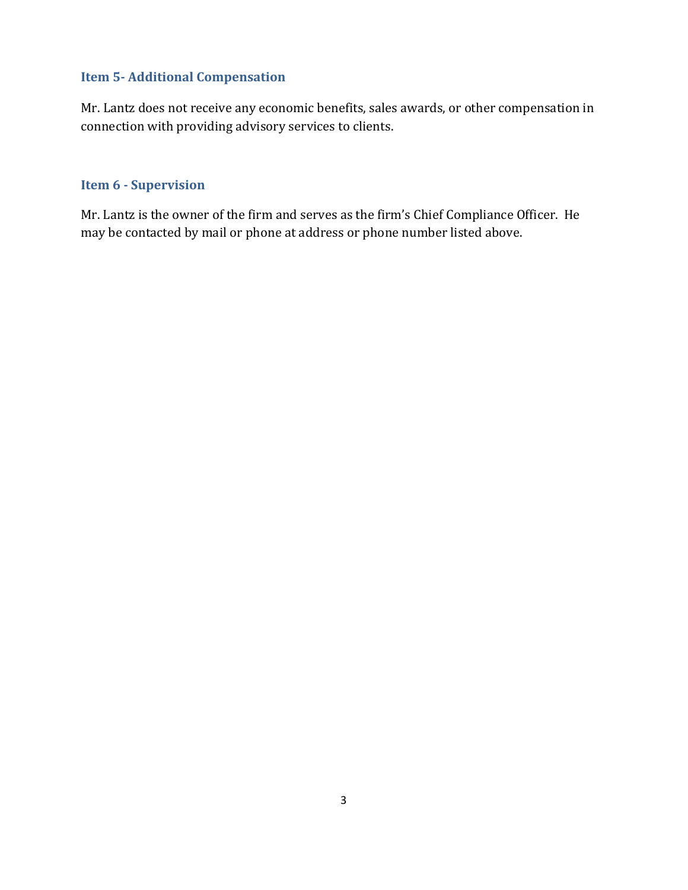### Item 5- Additional Compensation

Mr. Lantz does not receive any economic benefits, sales awards, or other compensation in connection with providing advisory services to clients.

### Item 6 - Supervision

Mr. Lantz is the owner of the firm and serves as the firm's Chief Compliance Officer. He may be contacted by mail or phone at address or phone number listed above.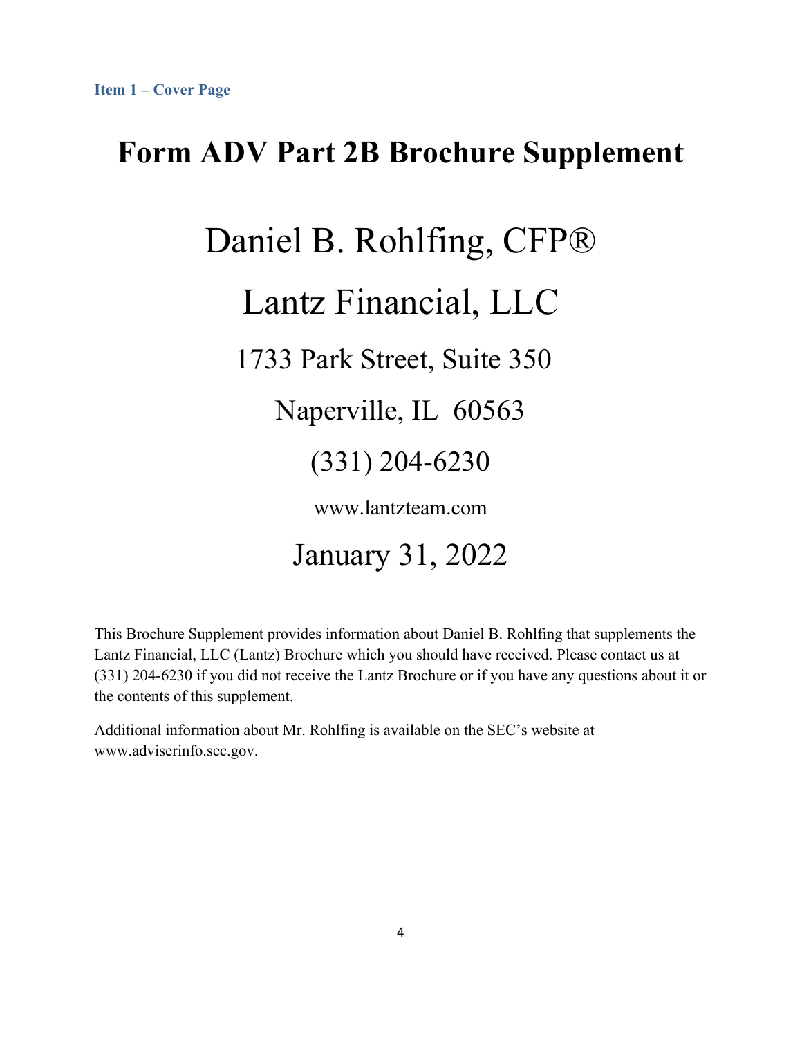**Item 1 – Cover Page**

# Form ADV Part 2B Brochure Supplement

## Daniel B. Rohlfing, CFP®

## Lantz Financial, LLC

1733 Park Street, Suite 350

Naperville, IL 60563

(331) 204-6230

www.lantzteam.com

January 31, 2022

This Brochure Supplement provides information about Daniel B. Rohlfing that supplements the Lantz Financial, LLC (Lantz) Brochure which you should have received. Please contact us at (331) 204-6230 if you did not receive the Lantz Brochure or if you have any questions about it or the contents of this supplement.

Additional information about Mr. Rohlfing is available on the SEC's website at www.adviserinfo.sec.gov.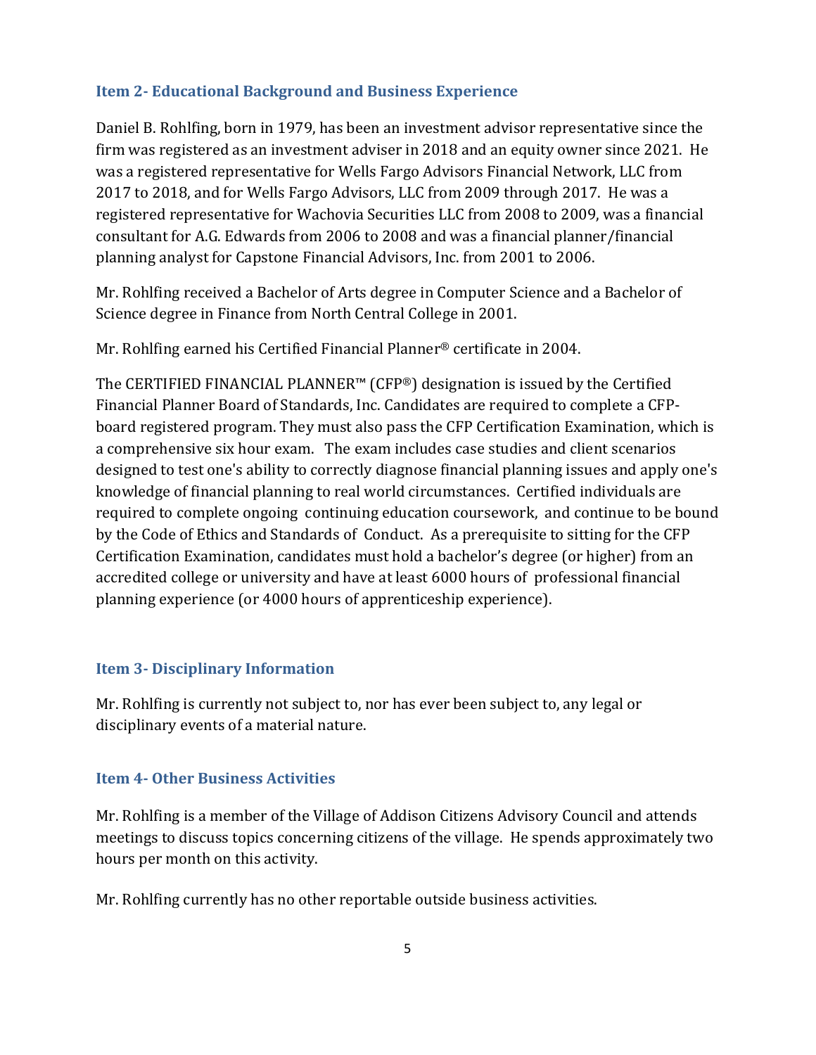## Item 2- Educational Background and Business Experience

Daniel B. Rohlfing, born in 1979, has been an investment advisor representative since the firm was registered as an investment adviser in 2018 and an equity owner since 2021. He was a registered representative for Wells Fargo Advisors Financial Network, LLC from 2017 to 2018, and for Wells Fargo Advisors, LLC from 2009 through 2017. He was a registered representative for Wachovia Securities LLC from 2008 to 2009, was a financial consultant for A.G. Edwards from 2006 to 2008 and was a financial planner/financial planning analyst for Capstone Financial Advisors, Inc. from 2001 to 2006.

Mr. Rohlfing received a Bachelor of Arts degree in Computer Science and a Bachelor of Science degree in Finance from North Central College in 2001.

Mr. Rohlfing earned his Certified Financial Planner® certificate in 2004.

The CERTIFIED FINANCIAL PLANNER™ (CFP®) designation is issued by the Certified Financial Planner Board of Standards, Inc. Candidates are required to complete a CFP-board registered program. They must also pass the CFP Certification Examination, which is a comprehensive six hour exam. The exam includes case studies and client scenarios designed to test one's ability to correctly diagnose financial planning issues and apply one's knowledge of financial planning to real world circumstances. Certified individuals are required to complete ongoing continuing education coursework, and continue to be bound by the Code of Ethics and Standards of Conduct. As a prerequisite to sitting for the CFP Certification Examination, candidates must hold a bachelor's degree (or higher) from an accredited college or university and have at least 6000 hours of professional financial planning experience (or 4000 hours of apprenticeship experience).

## Item 3- Disciplinary Information

Mr. Rohlfing is currently not subject to, nor has ever been subject to, any legal or disciplinary events of a material nature.

## Item 4- Other Business Activities

Mr. Rohlfing is a member of the Village of Addison Citizens Advisory Council and attends meetings to discuss topics concerning citizens of the village. He spends approximately two hours per month on this activity.

Mr. Rohlfing currently has no other reportable outside business activities.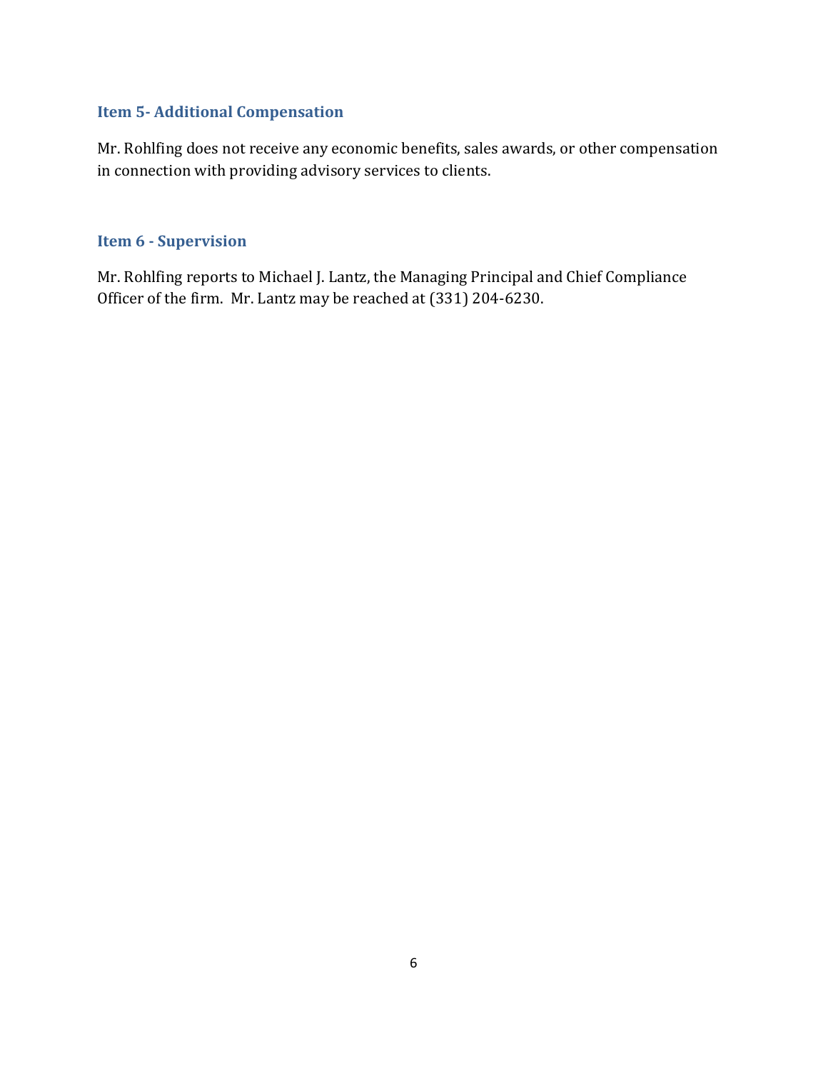## Item 5- Additional Compensation

Mr. Rohlfing does not receive any economic benefits, sales awards, or other compensation in connection with providing advisory services to clients.

## Item 6 - Supervision

Mr. Rohlfing reports to Michael J. Lantz, the Managing Principal and Chief Compliance Officer of the firm. Mr. Lantz may be reached at (331) 204-6230.